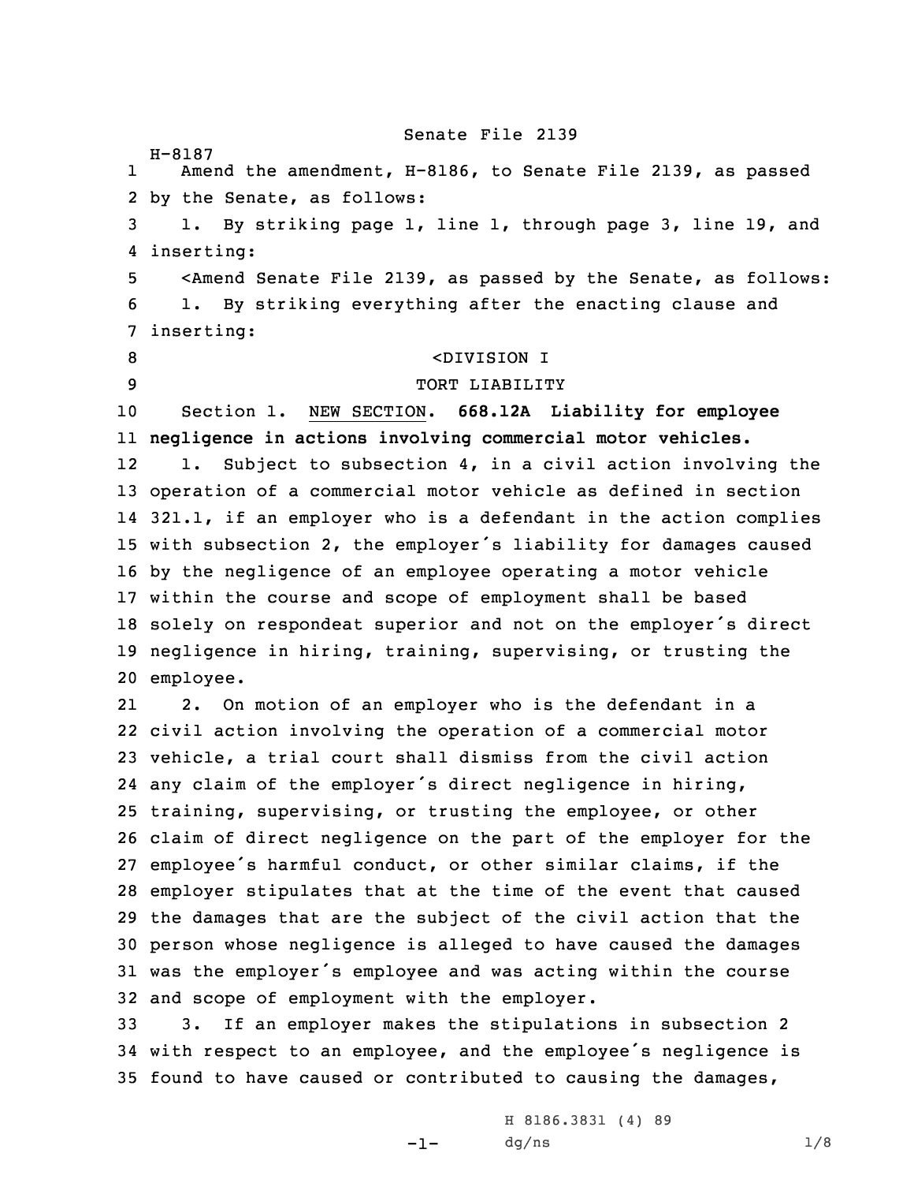Senate File 2139

H-8187

Amend the amendment, H-8186, to Senate File 2139, as passed by the Senate, as follows:

1. By striking page 1, line 1, through page 3, line 19, and inserting:

<Amend Senate File 2139, as passed by the Senate, as follows:

1. By striking everything after the enacting clause and inserting:

<DIVISION I

TORT LIABILITY

Section 1. NEW SECTION. **668.12A Liability for employee negligence in actions involving commercial motor vehicles.**

1. Subject to subsection 4, in a civil action involving the operation of a commercial motor vehicle as defined in section 321.1, if an employer who is a defendant in the action complies with subsection 2, the employer's liability for damages caused by the negligence of an employee operating a motor vehicle within the course and scope of employment shall be based solely on respondeat superior and not on the employer's direct negligence in hiring, training, supervising, or trusting the employee.

2. On motion of an employer who is the defendant in a civil action involving the operation of a commercial motor vehicle, a trial court shall dismiss from the civil action any claim of the employer's direct negligence in hiring, training, supervising, or trusting the employee, or other claim of direct negligence on the part of the employer for the employee's harmful conduct, or other similar claims, if the employer stipulates that at the time of the event that caused the damages that are the subject of the civil action that the person whose negligence is alleged to have caused the damages was the employer's employee and was acting within the course and scope of employment with the employer.

3. If an employer makes the stipulations in subsection 2 with respect to an employee, and the employee's negligence is found to have caused or contributed to causing the damages,

H 8186.3831 (4) 89

dg/ns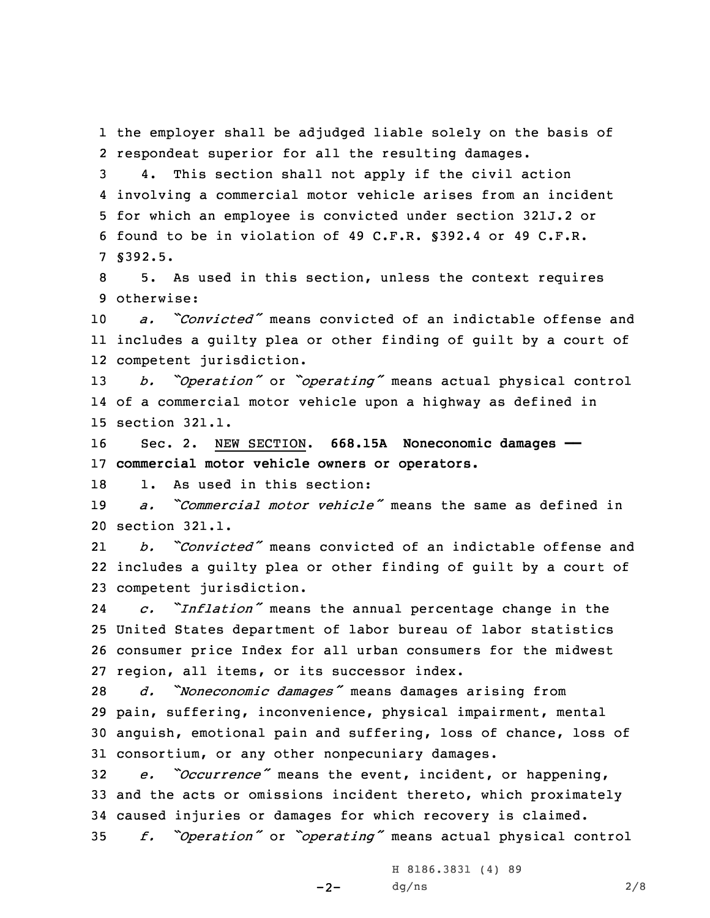the employer shall be adjudged liable solely on the basis of respondeat superior for all the resulting damages.

4. This section shall not apply if the civil action involving a commercial motor vehicle arises from an incident for which an employee is convicted under section 321J.2 or found to be in violation of 49 C.F.R. §392.4 or 49 C.F.R. §392.5.

5. As used in this section, unless the context requires otherwise:

*a. "Convicted"* means convicted of an indictable offense and includes a guilty plea or other finding of guilt by a court of competent jurisdiction.

*b. "Operation"* or *"operating"* means actual physical control of a commercial motor vehicle upon a highway as defined in section 321.1.

Sec. 2. NEW SECTION. **668.15A Noneconomic damages — commercial motor vehicle owners or operators.**

1. As used in this section:

*a. "Commercial motor vehicle"* means the same as defined in section 321.1.

*b. "Convicted"* means convicted of an indictable offense and includes a guilty plea or other finding of guilt by a court of competent jurisdiction.

*c. "Inflation"* means the annual percentage change in the United States department of labor bureau of labor statistics consumer price Index for all urban consumers for the midwest region, all items, or its successor index.

*d. "Noneconomic damages"* means damages arising from pain, suffering, inconvenience, physical impairment, mental anguish, emotional pain and suffering, loss of chance, loss of consortium, or any other nonpecuniary damages.

*e. "Occurrence"* means the event, incident, or happening, and the acts or omissions incident thereto, which proximately caused injuries or damages for which recovery is claimed.

*f. "Operation"* or *"operating"* means actual physical control

H 8186.3831 (4) 89
dg/ns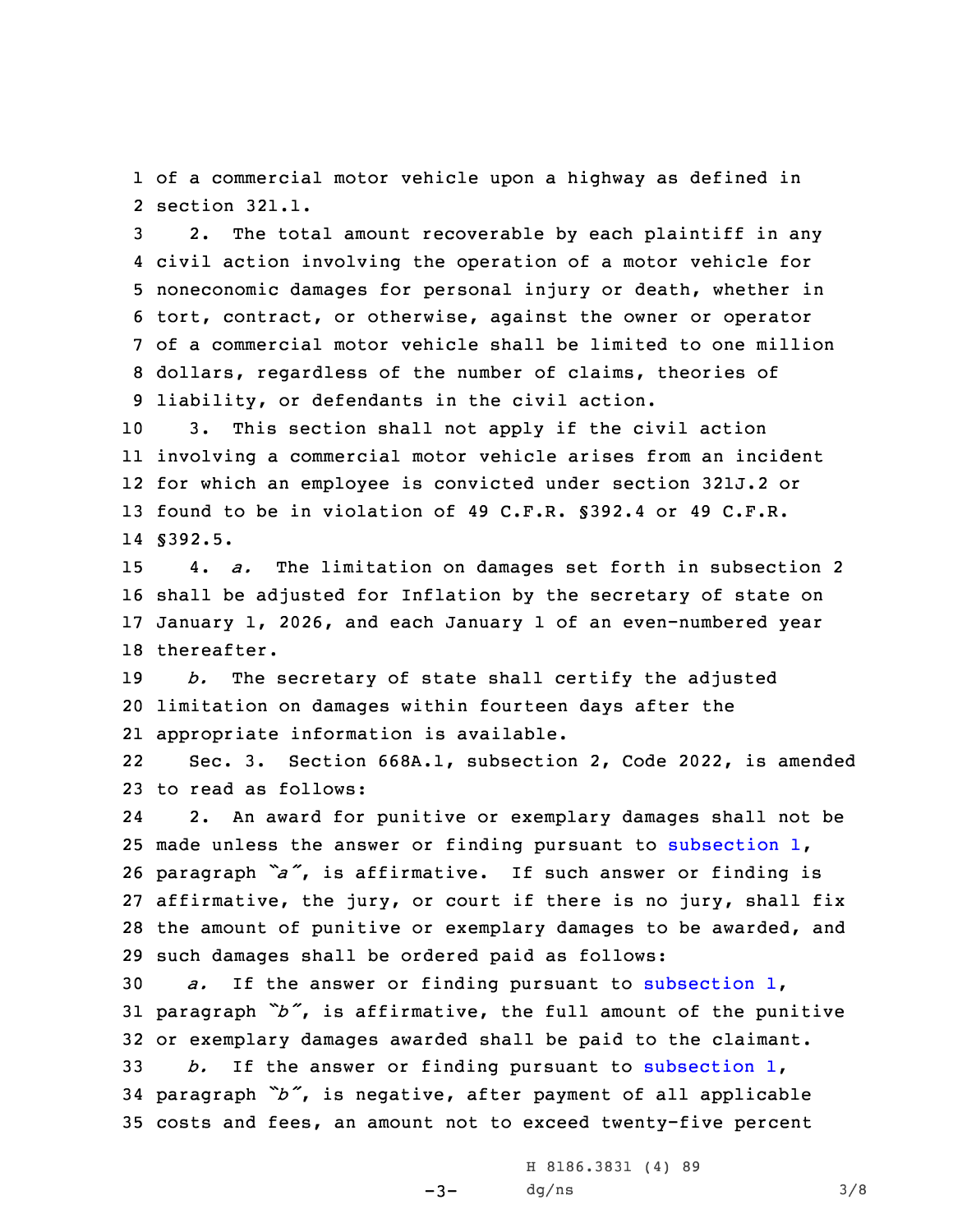of a commercial motor vehicle upon a highway as defined in section 321.1.

2. The total amount recoverable by each plaintiff in any civil action involving the operation of a motor vehicle for noneconomic damages for personal injury or death, whether in tort, contract, or otherwise, against the owner or operator of a commercial motor vehicle shall be limited to one million dollars, regardless of the number of claims, theories of liability, or defendants in the civil action.

3. This section shall not apply if the civil action involving a commercial motor vehicle arises from an incident for which an employee is convicted under section 321J.2 or found to be in violation of 49 C.F.R. §392.4 or 49 C.F.R. §392.5.

4. *a.* The limitation on damages set forth in subsection 2 shall be adjusted for Inflation by the secretary of state on January 1, 2026, and each January 1 of an even-numbered year thereafter.

*b.* The secretary of state shall certify the adjusted limitation on damages within fourteen days after the appropriate information is available.

Sec. 3. Section 668A.1, subsection 2, Code 2022, is amended to read as follows:

2. An award for punitive or exemplary damages shall not be made unless the answer or finding pursuant to subsection 1, paragraph *"a"*, is affirmative. If such answer or finding is affirmative, the jury, or court if there is no jury, shall fix the amount of punitive or exemplary damages to be awarded, and such damages shall be ordered paid as follows:

*a.* If the answer or finding pursuant to subsection 1, paragraph *"b"*, is affirmative, the full amount of the punitive or exemplary damages awarded shall be paid to the claimant.

*b.* If the answer or finding pursuant to subsection 1, paragraph *"b"*, is negative, after payment of all applicable costs and fees, an amount not to exceed twenty-five percent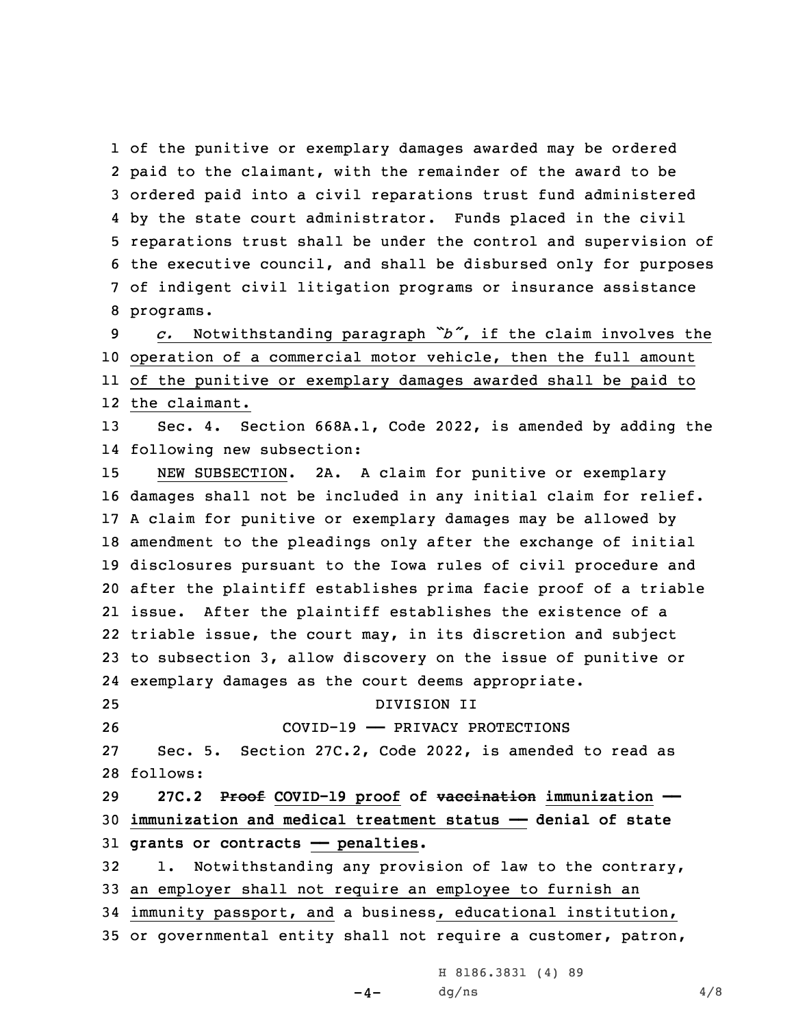of the punitive or exemplary damages awarded may be ordered paid to the claimant, with the remainder of the award to be ordered paid into a civil reparations trust fund administered by the state court administrator. Funds placed in the civil reparations trust shall be under the control and supervision of the executive council, and shall be disbursed only for purposes of indigent civil litigation programs or insurance assistance programs.

*c.* Notwithstanding paragraph "*b*", if the claim involves the operation of a commercial motor vehicle, then the full amount of the punitive or exemplary damages awarded shall be paid to the claimant.

Sec. 4. Section 668A.1, Code 2022, is amended by adding the following new subsection:

NEW SUBSECTION. 2A. A claim for punitive or exemplary damages shall not be included in any initial claim for relief. A claim for punitive or exemplary damages may be allowed by amendment to the pleadings only after the exchange of initial disclosures pursuant to the Iowa rules of civil procedure and after the plaintiff establishes prima facie proof of a triable issue. After the plaintiff establishes the existence of a triable issue, the court may, in its discretion and subject to subsection 3, allow discovery on the issue of punitive or exemplary damages as the court deems appropriate.

DIVISION II

COVID-19 — PRIVACY PROTECTIONS

Sec. 5. Section 27C.2, Code 2022, is amended to read as follows:

**27C.2 ~~Proof~~ COVID-19 proof of ~~vaccination~~ immunization — immunization and medical treatment status — denial of state grants or contracts — penalties.**

1. Notwithstanding any provision of law to the contrary, an employer shall not require an employee to furnish an immunity passport, and a business, educational institution, or governmental entity shall not require a customer, patron,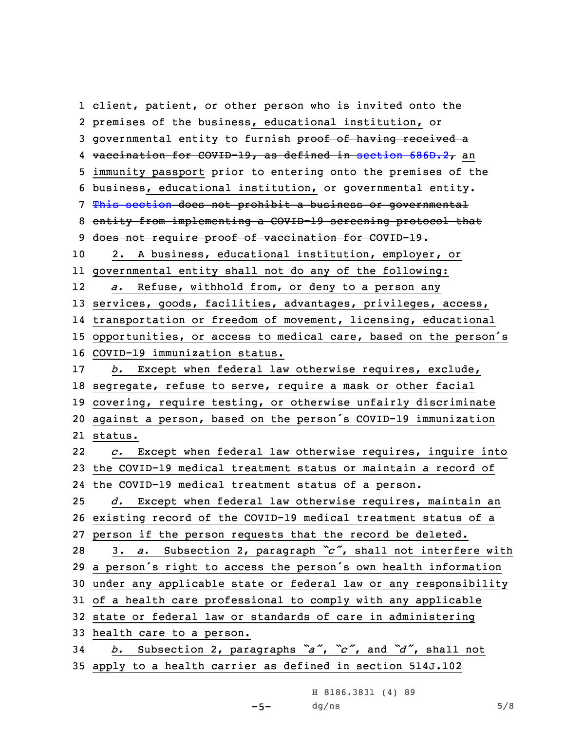client, patient, or other person who is invited onto the premises of the business, educational institution, or governmental entity to furnish ~~proof of having received a vaccination for COVID-19, as defined in section 686D.2,~~ an immunity passport prior to entering onto the premises of the business, educational institution, or governmental entity. ~~This section does not prohibit a business or governmental entity from implementing a COVID-19 screening protocol that does not require proof of vaccination for COVID-19.~~

2. A business, educational institution, employer, or governmental entity shall not do any of the following:

*a.* Refuse, withhold from, or deny to a person any services, goods, facilities, advantages, privileges, access, transportation or freedom of movement, licensing, educational opportunities, or access to medical care, based on the person's COVID-19 immunization status.

*b.* Except when federal law otherwise requires, exclude, segregate, refuse to serve, require a mask or other facial covering, require testing, or otherwise unfairly discriminate against a person, based on the person's COVID-19 immunization status.

*c.* Except when federal law otherwise requires, inquire into the COVID-19 medical treatment status or maintain a record of the COVID-19 medical treatment status of a person.

*d.* Except when federal law otherwise requires, maintain an existing record of the COVID-19 medical treatment status of a person if the person requests that the record be deleted.

3. *a.* Subsection 2, paragraph *"c"*, shall not interfere with a person's right to access the person's own health information under any applicable state or federal law or any responsibility of a health care professional to comply with any applicable state or federal law or standards of care in administering health care to a person.

*b.* Subsection 2, paragraphs *"a"*, *"c"*, and *"d"*, shall not apply to a health carrier as defined in section 514J.102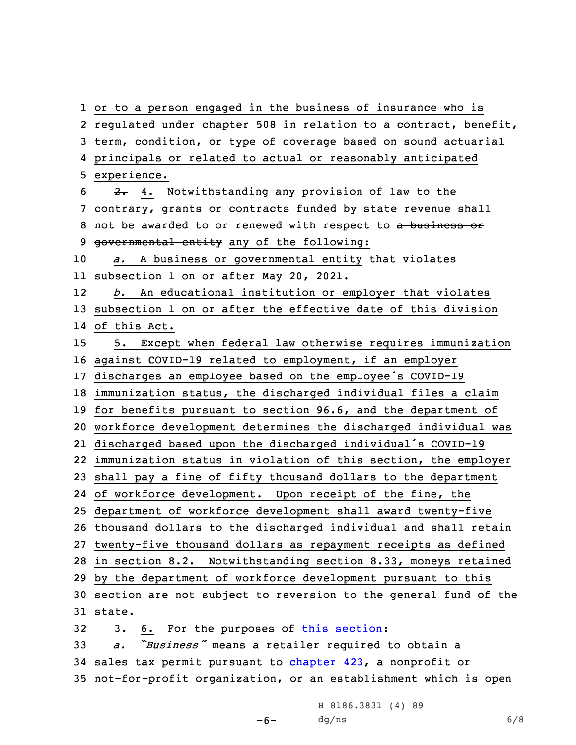or to a person engaged in the business of insurance who is regulated under chapter 508 in relation to a contract, benefit, term, condition, or type of coverage based on sound actuarial principals or related to actual or reasonably anticipated experience.

~~2.~~ 4. Notwithstanding any provision of law to the contrary, grants or contracts funded by state revenue shall not be awarded to or renewed with respect to ~~a business or governmental entity~~ any of the following:

*a.* A business or governmental entity that violates subsection 1 on or after May 20, 2021.

*b.* An educational institution or employer that violates subsection 1 on or after the effective date of this division of this Act.

5. Except when federal law otherwise requires immunization against COVID-19 related to employment, if an employer discharges an employee based on the employee's COVID-19 immunization status, the discharged individual files a claim for benefits pursuant to section 96.6, and the department of workforce development determines the discharged individual was discharged based upon the discharged individual's COVID-19 immunization status in violation of this section, the employer shall pay a fine of fifty thousand dollars to the department of workforce development. Upon receipt of the fine, the department of workforce development shall award twenty-five thousand dollars to the discharged individual and shall retain twenty-five thousand dollars as repayment receipts as defined in section 8.2. Notwithstanding section 8.33, moneys retained by the department of workforce development pursuant to this section are not subject to reversion to the general fund of the state.

~~3.~~ 6. For the purposes of this section:

*a.* *"Business"* means a retailer required to obtain a sales tax permit pursuant to chapter 423, a nonprofit or not-for-profit organization, or an establishment which is open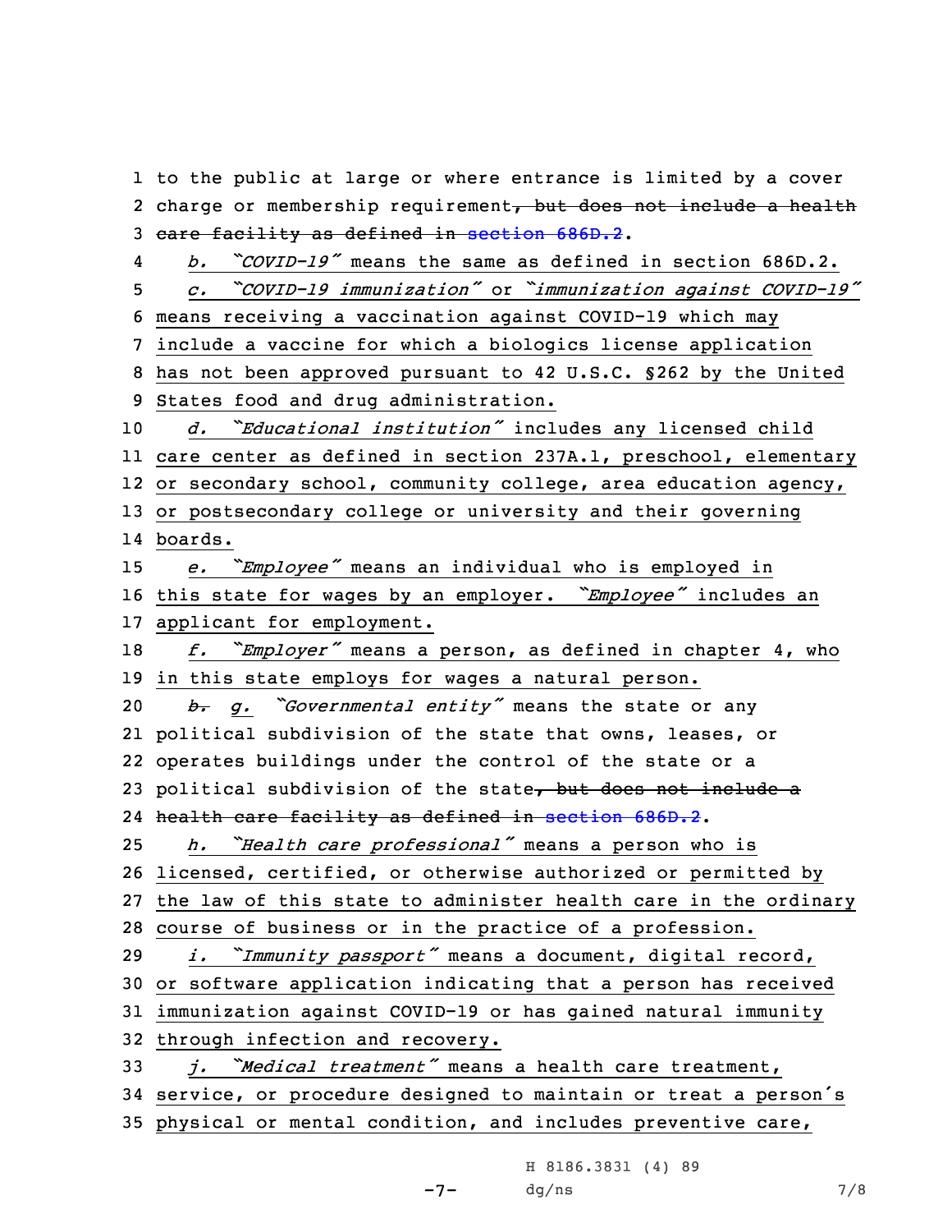1 to the public at large or where entrance is limited by a cover
2 charge or membership requirement~~, but does not include a health~~
3 ~~care facility as defined in section 686D.2~~.

4 *b. "COVID-19"* means the same as defined in section 686D.2.

5 *c. "COVID-19 immunization"* or *"immunization against COVID-19"*
6 means receiving a vaccination against COVID-19 which may
7 include a vaccine for which a biologics license application
8 has not been approved pursuant to 42 U.S.C. §262 by the United
9 States food and drug administration.

10 *d. "Educational institution"* includes any licensed child
11 care center as defined in section 237A.1, preschool, elementary
12 or secondary school, community college, area education agency,
13 or postsecondary college or university and their governing
14 boards.

15 *e. "Employee"* means an individual who is employed in
16 this state for wages by an employer. *"Employee"* includes an
17 applicant for employment.

18 *f. "Employer"* means a person, as defined in chapter 4, who
19 in this state employs for wages a natural person.

20 ~~*b.*~~ *g. "Governmental entity"* means the state or any
21 political subdivision of the state that owns, leases, or
22 operates buildings under the control of the state or a
23 political subdivision of the state~~, but does not include a~~
24 ~~health care facility as defined in section 686D.2~~.

25 *h. "Health care professional"* means a person who is
26 licensed, certified, or otherwise authorized or permitted by
27 the law of this state to administer health care in the ordinary
28 course of business or in the practice of a profession.

29 *i. "Immunity passport"* means a document, digital record,
30 or software application indicating that a person has received
31 immunization against COVID-19 or has gained natural immunity
32 through infection and recovery.

33 *j. "Medical treatment"* means a health care treatment,
34 service, or procedure designed to maintain or treat a person's
35 physical or mental condition, and includes preventive care,

H 8186.3831 (4) 89
dg/ns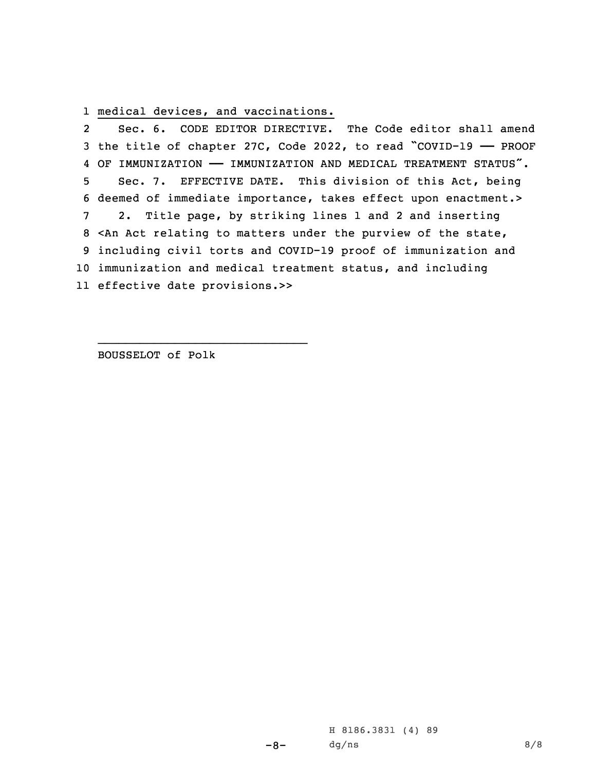1 medical devices, and vaccinations.

2 Sec. 6. CODE EDITOR DIRECTIVE. The Code editor shall amend
3 the title of chapter 27C, Code 2022, to read "COVID-19 —— PROOF
4 OF IMMUNIZATION —— IMMUNIZATION AND MEDICAL TREATMENT STATUS".

5 Sec. 7. EFFECTIVE DATE. This division of this Act, being
6 deemed of immediate importance, takes effect upon enactment.>

7 2. Title page, by striking lines 1 and 2 and inserting
8 <An Act relating to matters under the purview of the state,
9 including civil torts and COVID-19 proof of immunization and
10 immunization and medical treatment status, and including
11 effective date provisions.>>

______________________________

BOUSSELOT of Polk

H 8186.3831 (4) 89
dg/ns